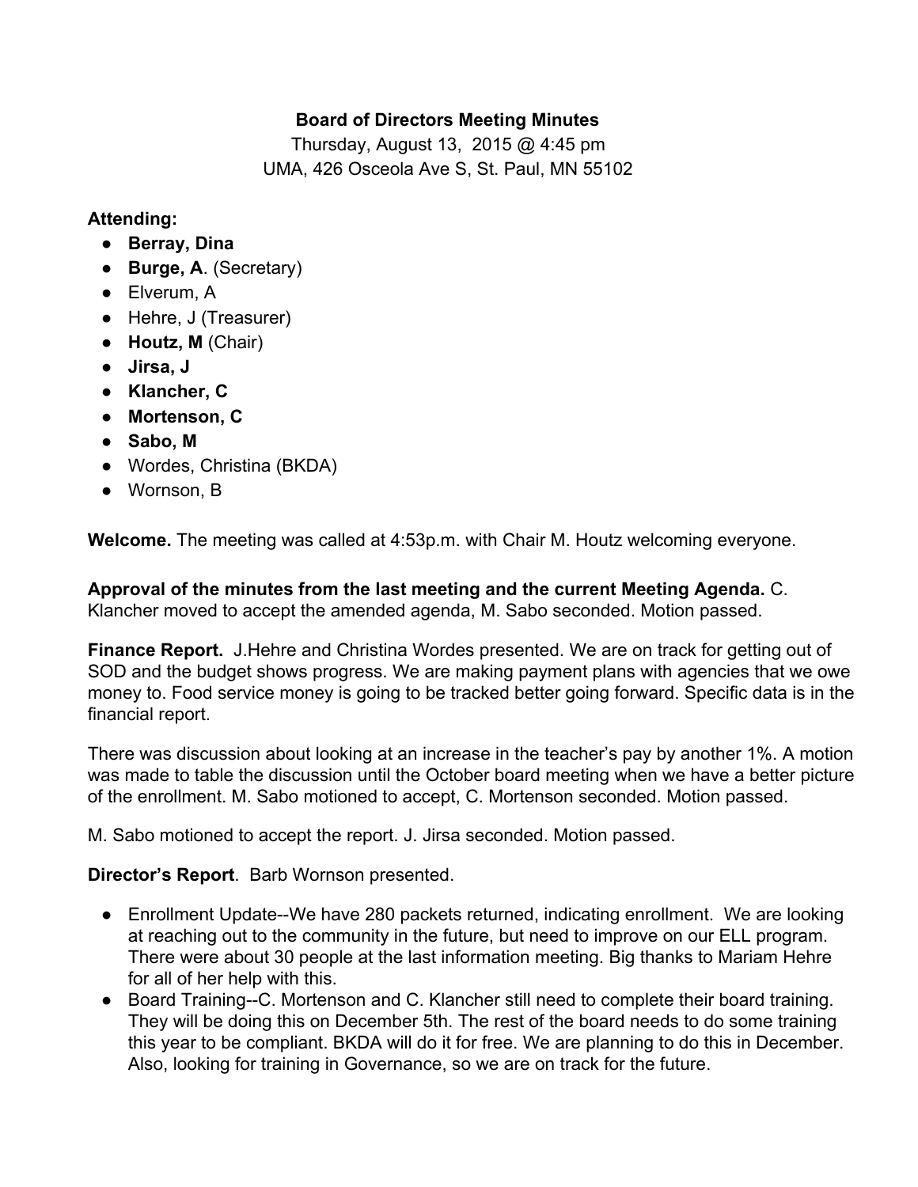**Board of Directors Meeting Minutes**

Thursday, August 13, 2015 @ 4:45 pm

UMA, 426 Osceola Ave S, St. Paul, MN 55102

**Attending:**

- **Berray, Dina**
- **Burge, A**. (Secretary)
- Elverum, A
- Hehre, J (Treasurer)
- **Houtz, M** (Chair)
- **Jirsa, J**
- **Klancher, C**
- **Mortenson, C**
- **Sabo, M**
- Wordes, Christina (BKDA)
- Wornson, B

**Welcome.** The meeting was called at 4:53p.m. with Chair M. Houtz welcoming everyone.

**Approval of the minutes from the last meeting and the current Meeting Agenda.** C. Klancher moved to accept the amended agenda, M. Sabo seconded. Motion passed.

**Finance Report.** J.Hehre and Christina Wordes presented. We are on track for getting out of SOD and the budget shows progress. We are making payment plans with agencies that we owe money to. Food service money is going to be tracked better going forward. Specific data is in the financial report.

There was discussion about looking at an increase in the teacher's pay by another 1%. A motion was made to table the discussion until the October board meeting when we have a better picture of the enrollment. M. Sabo motioned to accept, C. Mortenson seconded. Motion passed.

M. Sabo motioned to accept the report. J. Jirsa seconded. Motion passed.

**Director's Report**. Barb Wornson presented.

- Enrollment Update--We have 280 packets returned, indicating enrollment. We are looking at reaching out to the community in the future, but need to improve on our ELL program. There were about 30 people at the last information meeting. Big thanks to Mariam Hehre for all of her help with this.
- Board Training--C. Mortenson and C. Klancher still need to complete their board training. They will be doing this on December 5th. The rest of the board needs to do some training this year to be compliant. BKDA will do it for free. We are planning to do this in December. Also, looking for training in Governance, so we are on track for the future.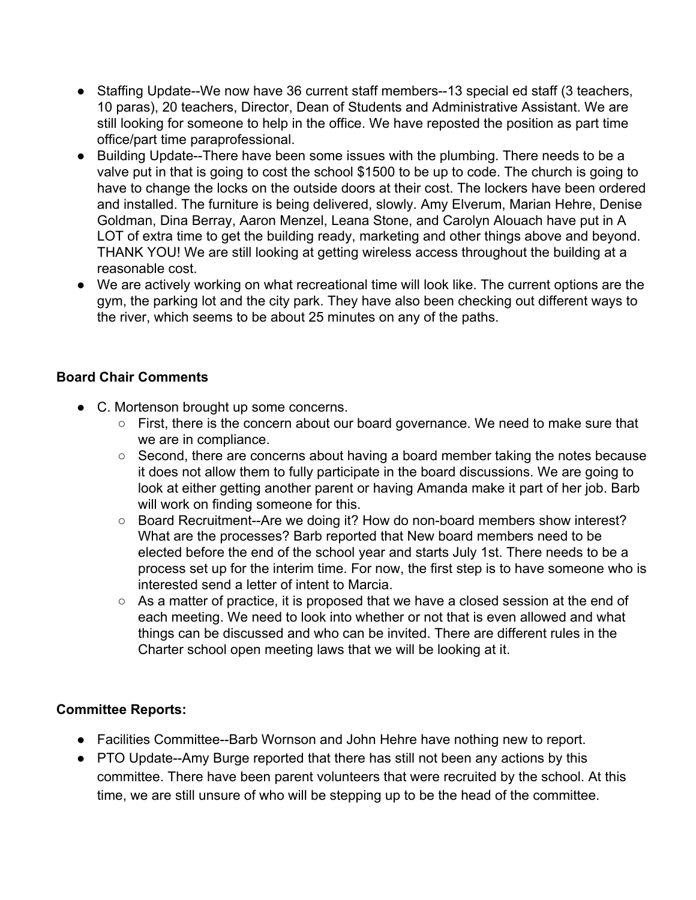- Staffing Update--We now have 36 current staff members--13 special ed staff (3 teachers, 10 paras), 20 teachers, Director, Dean of Students and Administrative Assistant. We are still looking for someone to help in the office. We have reposted the position as part time office/part time paraprofessional.
- Building Update--There have been some issues with the plumbing. There needs to be a valve put in that is going to cost the school $1500 to be up to code. The church is going to have to change the locks on the outside doors at their cost. The lockers have been ordered and installed. The furniture is being delivered, slowly. Amy Elverum, Marian Hehre, Denise Goldman, Dina Berray, Aaron Menzel, Leana Stone, and Carolyn Alouach have put in A LOT of extra time to get the building ready, marketing and other things above and beyond. THANK YOU! We are still looking at getting wireless access throughout the building at a reasonable cost.
- We are actively working on what recreational time will look like. The current options are the gym, the parking lot and the city park. They have also been checking out different ways to the river, which seems to be about 25 minutes on any of the paths.

**Board Chair Comments**

- C. Mortenson brought up some concerns.
  - First, there is the concern about our board governance. We need to make sure that we are in compliance.
  - Second, there are concerns about having a board member taking the notes because it does not allow them to fully participate in the board discussions. We are going to look at either getting another parent or having Amanda make it part of her job. Barb will work on finding someone for this.
  - Board Recruitment--Are we doing it? How do non-board members show interest? What are the processes? Barb reported that New board members need to be elected before the end of the school year and starts July 1st. There needs to be a process set up for the interim time. For now, the first step is to have someone who is interested send a letter of intent to Marcia.
  - As a matter of practice, it is proposed that we have a closed session at the end of each meeting. We need to look into whether or not that is even allowed and what things can be discussed and who can be invited. There are different rules in the Charter school open meeting laws that we will be looking at it.

**Committee Reports:**

- Facilities Committee--Barb Wornson and John Hehre have nothing new to report.
- PTO Update--Amy Burge reported that there has still not been any actions by this committee. There have been parent volunteers that were recruited by the school. At this time, we are still unsure of who will be stepping up to be the head of the committee.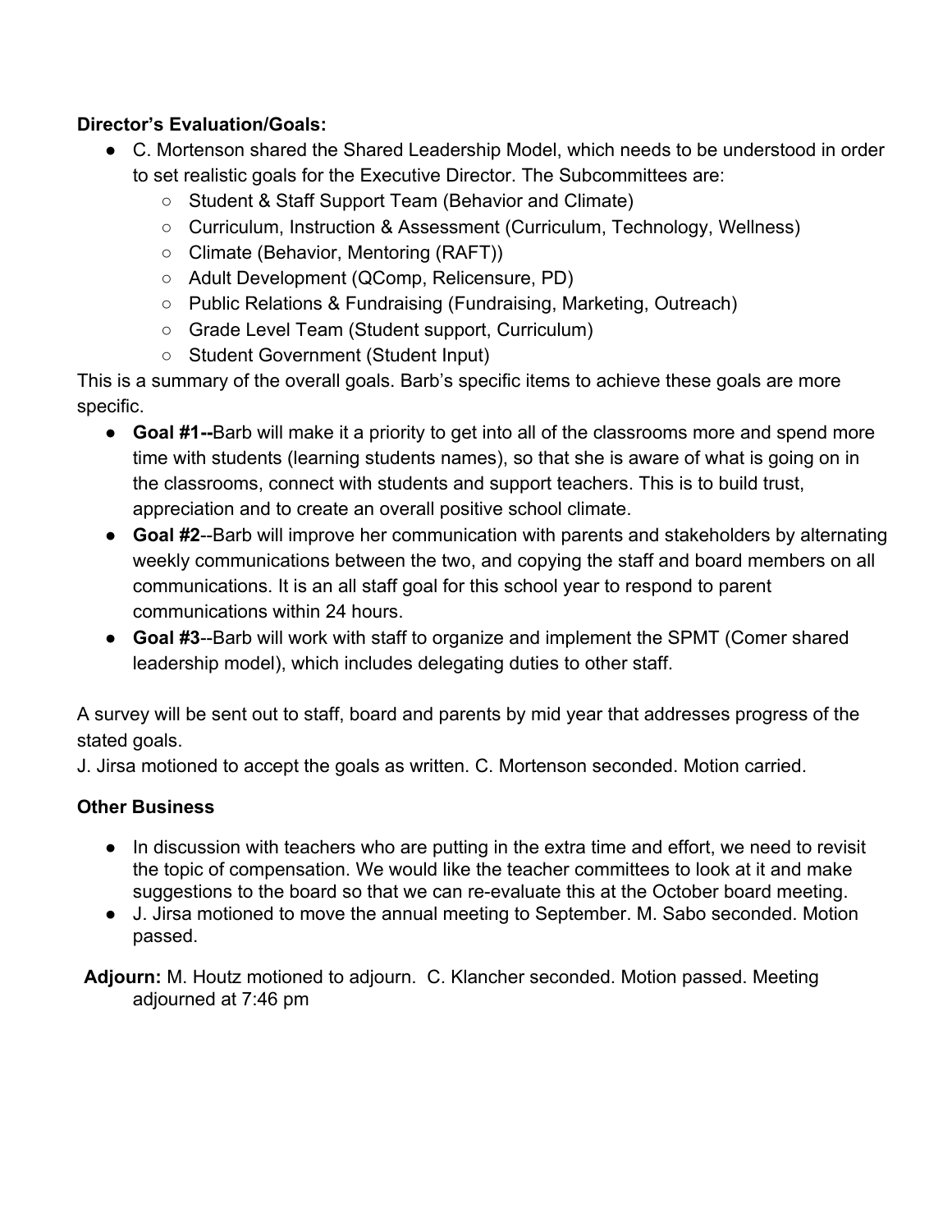**Director's Evaluation/Goals:**

- C. Mortenson shared the Shared Leadership Model, which needs to be understood in order to set realistic goals for the Executive Director. The Subcommittees are:
  - Student & Staff Support Team (Behavior and Climate)
  - Curriculum, Instruction & Assessment (Curriculum, Technology, Wellness)
  - Climate (Behavior, Mentoring (RAFT))
  - Adult Development (QComp, Relicensure, PD)
  - Public Relations & Fundraising (Fundraising, Marketing, Outreach)
  - Grade Level Team (Student support, Curriculum)
  - Student Government (Student Input)

This is a summary of the overall goals. Barb's specific items to achieve these goals are more specific.

- **Goal #1--**Barb will make it a priority to get into all of the classrooms more and spend more time with students (learning students names), so that she is aware of what is going on in the classrooms, connect with students and support teachers. This is to build trust, appreciation and to create an overall positive school climate.
- **Goal #2**--Barb will improve her communication with parents and stakeholders by alternating weekly communications between the two, and copying the staff and board members on all communications. It is an all staff goal for this school year to respond to parent communications within 24 hours.
- **Goal #3**--Barb will work with staff to organize and implement the SPMT (Comer shared leadership model), which includes delegating duties to other staff.

A survey will be sent out to staff, board and parents by mid year that addresses progress of the stated goals.

J. Jirsa motioned to accept the goals as written. C. Mortenson seconded. Motion carried.

**Other Business**

- In discussion with teachers who are putting in the extra time and effort, we need to revisit the topic of compensation. We would like the teacher committees to look at it and make suggestions to the board so that we can re-evaluate this at the October board meeting.
- J. Jirsa motioned to move the annual meeting to September. M. Sabo seconded. Motion passed.

**Adjourn:** M. Houtz motioned to adjourn. C. Klancher seconded. Motion passed. Meeting adjourned at 7:46 pm